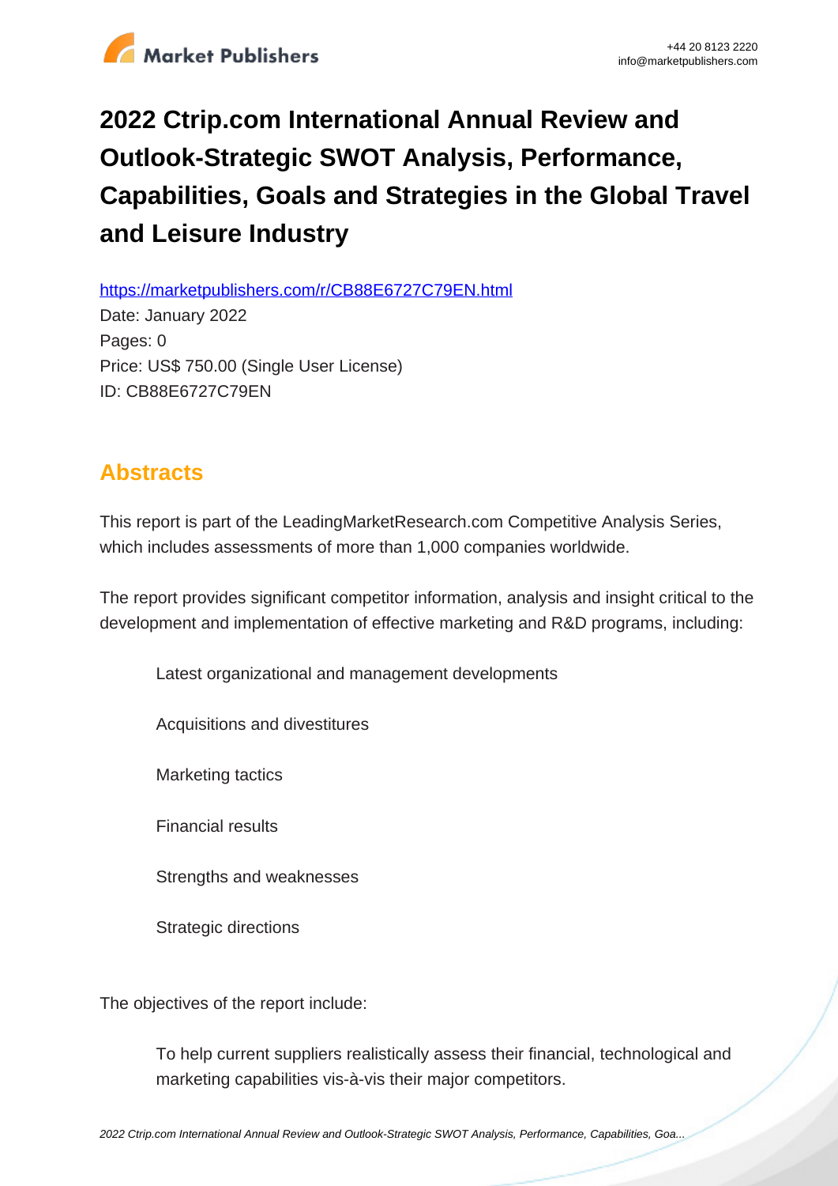# 2022 Ctrip.com International Annual Review and Outlook-Strategic SWOT Analysis, Performance, Capabilities, Goals and Strategies in the Global Travel and Leisure Industry

https://marketpublishers.com/r/CB88E6727C79EN.html

Date: January 2022

Pages: 0

Price: US$ 750.00 (Single User License)

ID: CB88E6727C79EN

## Abstracts

This report is part of the LeadingMarketResearch.com Competitive Analysis Series, which includes assessments of more than 1,000 companies worldwide.

The report provides significant competitor information, analysis and insight critical to the development and implementation of effective marketing and R&D programs, including:

- Latest organizational and management developments
- Acquisitions and divestitures
- Marketing tactics
- Financial results
- Strengths and weaknesses
- Strategic directions

The objectives of the report include:

- To help current suppliers realistically assess their financial, technological and marketing capabilities vis-à-vis their major competitors.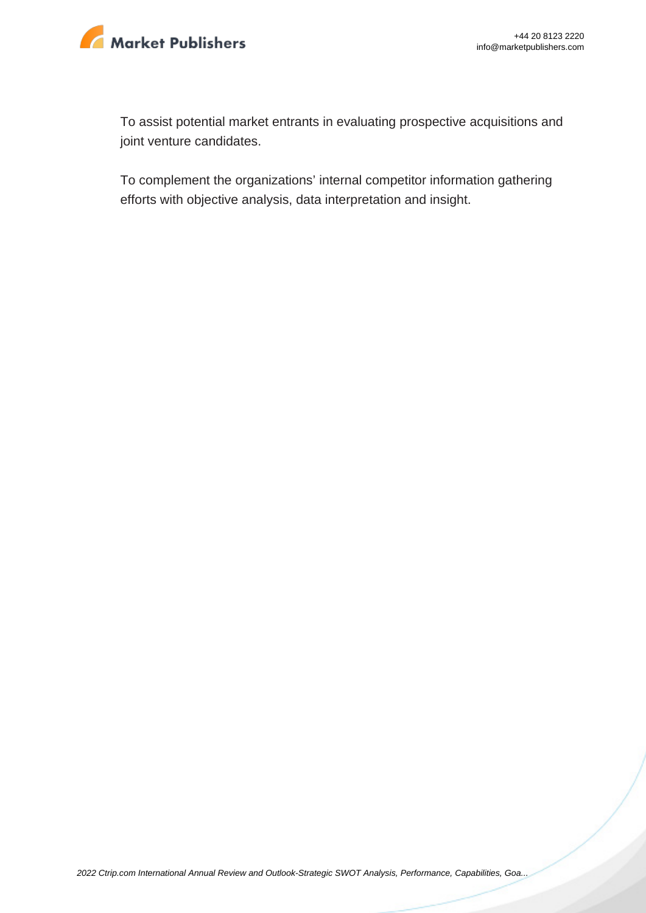To assist potential market entrants in evaluating prospective acquisitions and joint venture candidates.

To complement the organizations' internal competitor information gathering efforts with objective analysis, data interpretation and insight.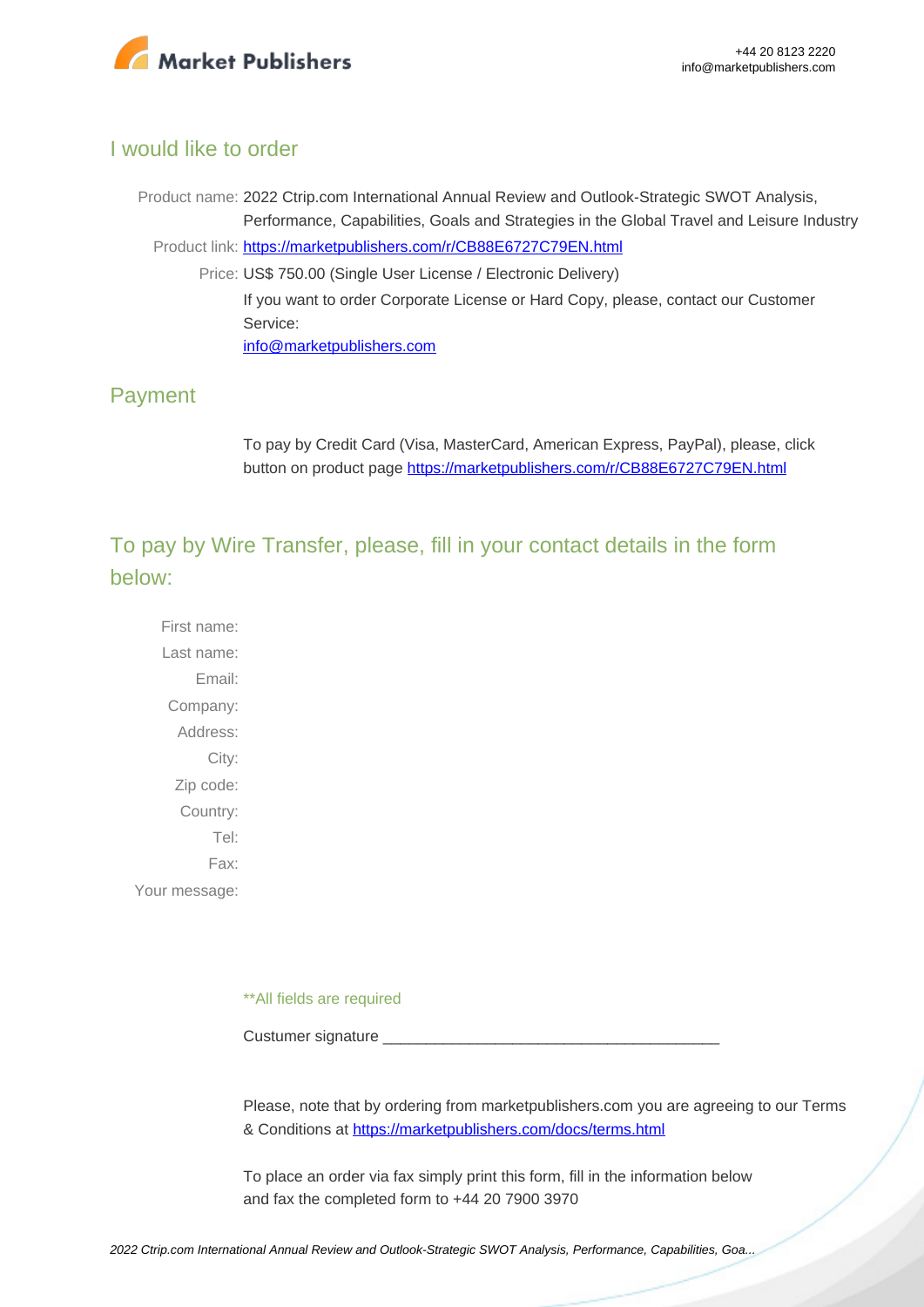## I would like to order

Product name: 2022 Ctrip.com International Annual Review and Outlook-Strategic SWOT Analysis, Performance, Capabilities, Goals and Strategies in the Global Travel and Leisure Industry

Product link: [https://marketpublishers.com/r/CB88E6727C79EN.html](https://marketpublishers.com/r/CB88E6727C79EN.html)

Price: US$ 750.00 (Single User License / Electronic Delivery)

If you want to order Corporate License or Hard Copy, please, contact our Customer Service:

[info@marketpublishers.com](mailto:info@marketpublishers.com)

## Payment

To pay by Credit Card (Visa, MasterCard, American Express, PayPal), please, click button on product page [https://marketpublishers.com/r/CB88E6727C79EN.html](https://marketpublishers.com/r/CB88E6727C79EN.html)

## To pay by Wire Transfer, please, fill in your contact details in the form below:

First name:

Last name:

Email:

Company:

Address:

City:

Zip code:

Country:

Tel:

Fax:

Your message:

**All fields are required

Custumer signature _______________________________________

Please, note that by ordering from marketpublishers.com you are agreeing to our Terms & Conditions at [https://marketpublishers.com/docs/terms.html](https://marketpublishers.com/docs/terms.html)

To place an order via fax simply print this form, fill in the information below and fax the completed form to +44 20 7900 3970